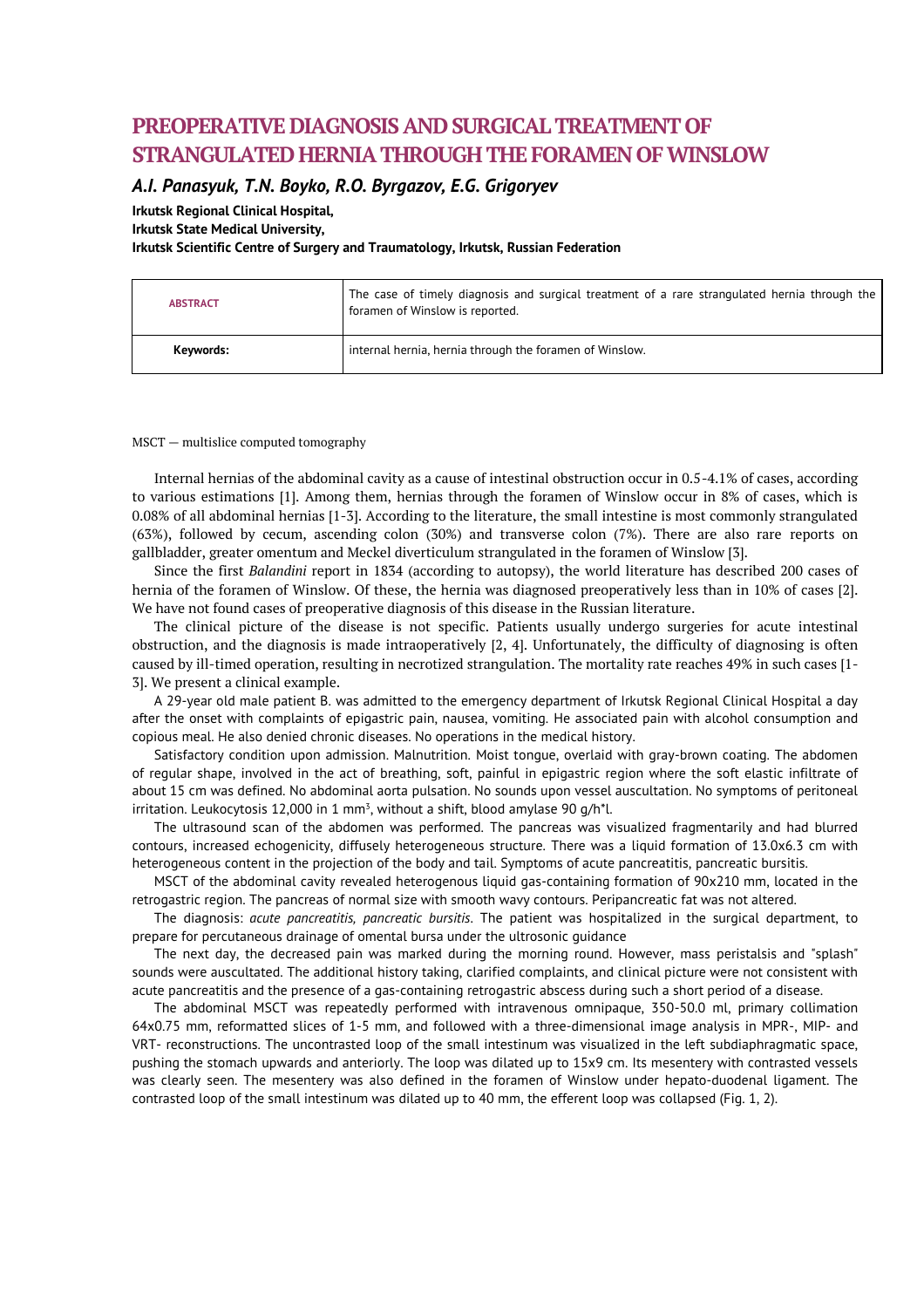# PREOPERATIVE DIAGNOSIS AND SURGICAL TREATMENT OF STRANGULATED HERNIA THROUGH THE FORAMEN OF WINSLOW

***A.I. Panasyuk, T.N. Boyko, R.O. Byrgazov, E.G. Grigoryev***

**Irkutsk Regional Clinical Hospital,**
**Irkutsk State Medical University,**
**Irkutsk Scientific Centre of Surgery and Traumatology, Irkutsk, Russian Federation**

| **ABSTRACT** | The case of timely diagnosis and surgical treatment of a rare strangulated hernia through the foramen of Winslow is reported. |
|---|---|
| **Keywords:** | internal hernia, hernia through the foramen of Winslow. |

MSCT — multislice computed tomography

Internal hernias of the abdominal cavity as a cause of intestinal obstruction occur in 0.5-4.1% of cases, according to various estimations [1]. Among them, hernias through the foramen of Winslow occur in 8% of cases, which is 0.08% of all abdominal hernias [1-3]. According to the literature, the small intestine is most commonly strangulated (63%), followed by cecum, ascending colon (30%) and transverse colon (7%). There are also rare reports on gallbladder, greater omentum and Meckel diverticulum strangulated in the foramen of Winslow [3].

Since the first *Balandini* report in 1834 (according to autopsy), the world literature has described 200 cases of hernia of the foramen of Winslow. Of these, the hernia was diagnosed preoperatively less than in 10% of cases [2]. We have not found cases of preoperative diagnosis of this disease in the Russian literature.

The clinical picture of the disease is not specific. Patients usually undergo surgeries for acute intestinal obstruction, and the diagnosis is made intraoperatively [2, 4]. Unfortunately, the difficulty of diagnosing is often caused by ill-timed operation, resulting in necrotized strangulation. The mortality rate reaches 49% in such cases [1-3]. We present a clinical example.

A 29-year old male patient B. was admitted to the emergency department of Irkutsk Regional Clinical Hospital a day after the onset with complaints of epigastric pain, nausea, vomiting. He associated pain with alcohol consumption and copious meal. He also denied chronic diseases. No operations in the medical history.

Satisfactory condition upon admission. Malnutrition. Moist tongue, overlaid with gray-brown coating. The abdomen of regular shape, involved in the act of breathing, soft, painful in epigastric region where the soft elastic infiltrate of about 15 cm was defined. No abdominal aorta pulsation. No sounds upon vessel auscultation. No symptoms of peritoneal irritation. Leukocytosis 12,000 in 1 $mm^3$, without a shift, blood amylase 90 g/h*l.

The ultrasound scan of the abdomen was performed. The pancreas was visualized fragmentarily and had blurred contours, increased echogenicity, diffusely heterogeneous structure. There was a liquid formation of 13.0x6.3 cm with heterogeneous content in the projection of the body and tail. Symptoms of acute pancreatitis, pancreatic bursitis.

MSCT of the abdominal cavity revealed heterogenous liquid gas-containing formation of 90x210 mm, located in the retrogastric region. The pancreas of normal size with smooth wavy contours. Peripancreatic fat was not altered.

The diagnosis: *acute pancreatitis, pancreatic bursitis*. The patient was hospitalized in the surgical department, to prepare for percutaneous drainage of omental bursa under the ultrosonic guidance

The next day, the decreased pain was marked during the morning round. However, mass peristalsis and "splash" sounds were auscultated. The additional history taking, clarified complaints, and clinical picture were not consistent with acute pancreatitis and the presence of a gas-containing retrogastric abscess during such a short period of a disease.

The abdominal MSCT was repeatedly performed with intravenous omnipaque, 350-50.0 ml, primary collimation 64x0.75 mm, reformatted slices of 1-5 mm, and followed with a three-dimensional image analysis in MPR-, MIP- and VRT- reconstructions. The uncontrasted loop of the small intestinum was visualized in the left subdiaphragmatic space, pushing the stomach upwards and anteriorly. The loop was dilated up to 15x9 cm. Its mesentery with contrasted vessels was clearly seen. The mesentery was also defined in the foramen of Winslow under hepato-duodenal ligament. The contrasted loop of the small intestinum was dilated up to 40 mm, the efferent loop was collapsed (Fig. 1, 2).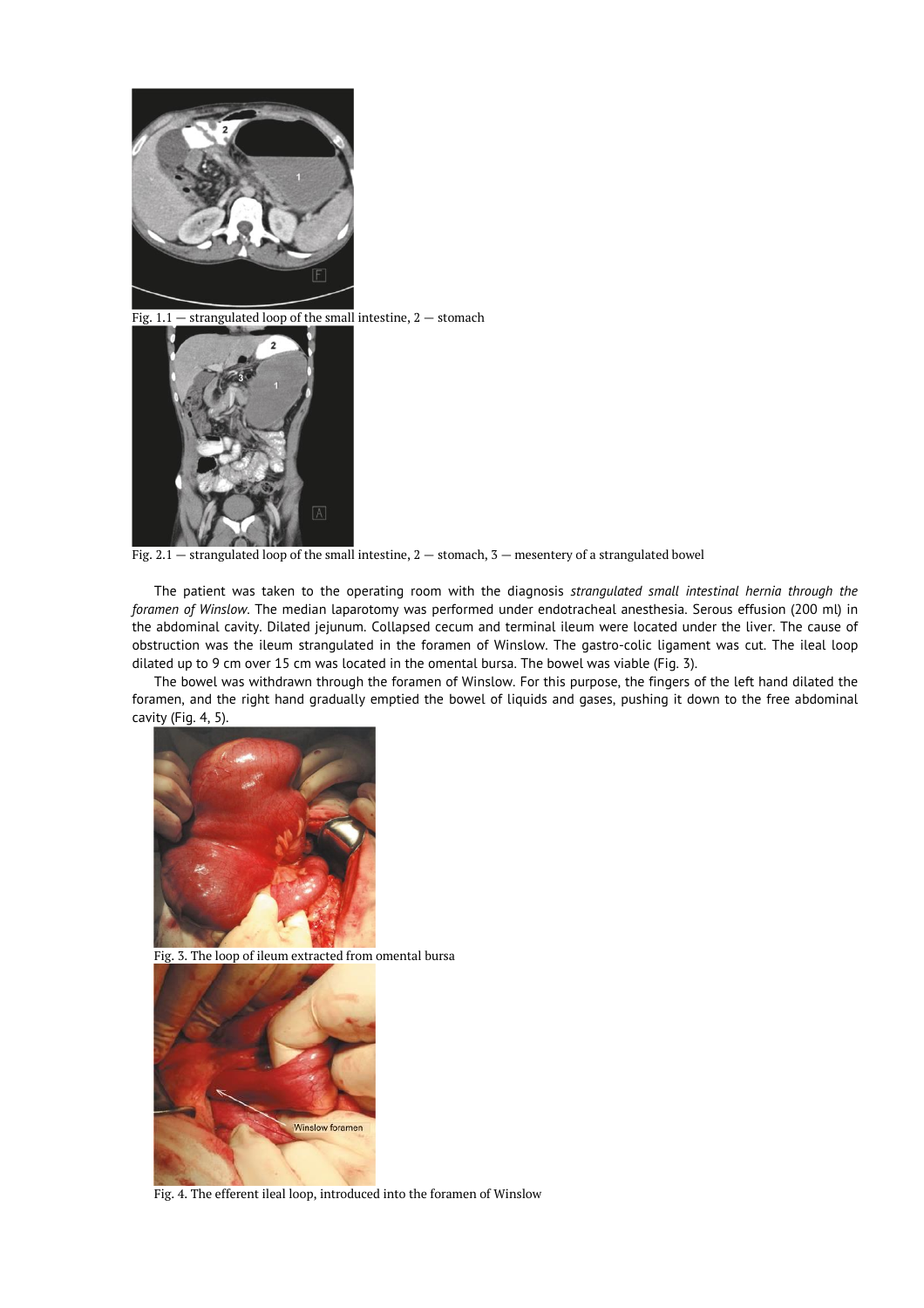Fig. 1. 1 — strangulated loop of the small intestine, 2 — stomach

Fig. 2. 1 — strangulated loop of the small intestine, 2 — stomach, 3 — mesentery of a strangulated bowel

The patient was taken to the operating room with the diagnosis *strangulated small intestinal hernia through the foramen of Winslow*. The median laparotomy was performed under endotracheal anesthesia. Serous effusion (200 ml) in the abdominal cavity. Dilated jejunum. Collapsed cecum and terminal ileum were located under the liver. The cause of obstruction was the ileum strangulated in the foramen of Winslow. The gastro-colic ligament was cut. The ileal loop dilated up to 9 cm over 15 cm was located in the omental bursa. The bowel was viable (Fig. 3).

The bowel was withdrawn through the foramen of Winslow. For this purpose, the fingers of the left hand dilated the foramen, and the right hand gradually emptied the bowel of liquids and gases, pushing it down to the free abdominal cavity (Fig. 4, 5).

Fig. 3. The loop of ileum extracted from omental bursa

Fig. 4. The efferent ileal loop, introduced into the foramen of Winslow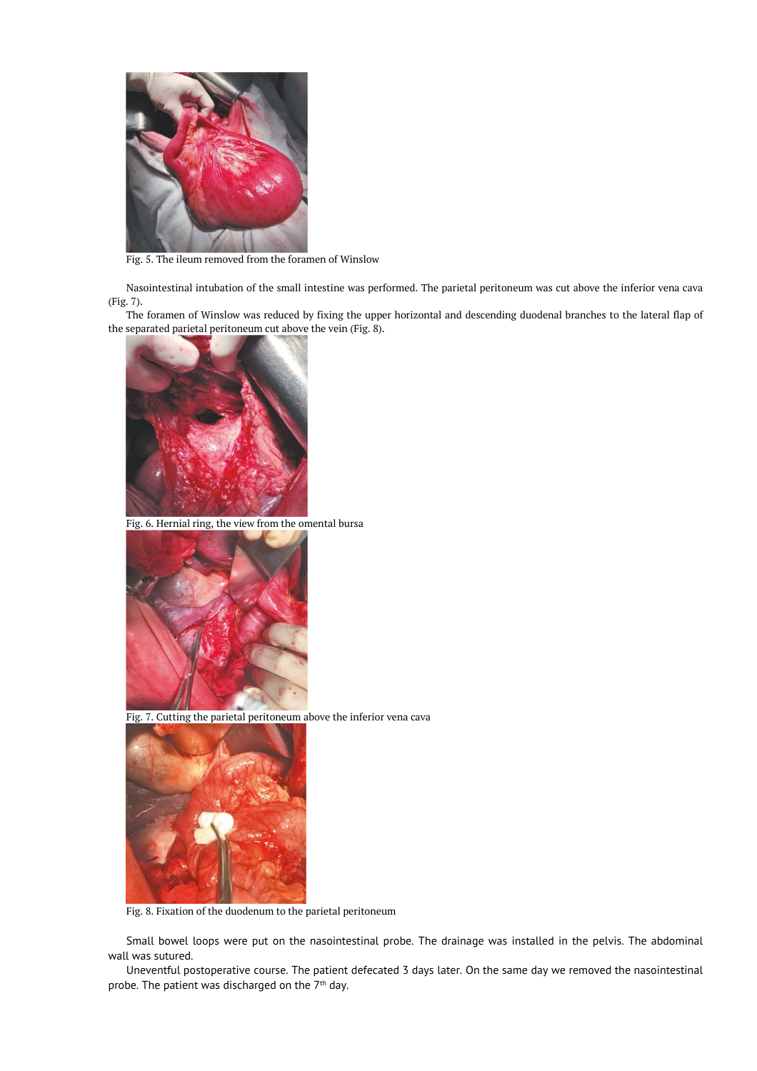Fig. 5. The ileum removed from the foramen of Winslow

Nasointestinal intubation of the small intestine was performed. The parietal peritoneum was cut above the inferior vena cava (Fig. 7).

The foramen of Winslow was reduced by fixing the upper horizontal and descending duodenal branches to the lateral flap of the separated parietal peritoneum cut above the vein (Fig. 8).

Fig. 6. Hernial ring, the view from the omental bursa

Fig. 7. Cutting the parietal peritoneum above the inferior vena cava

Fig. 8. Fixation of the duodenum to the parietal peritoneum

Small bowel loops were put on the nasointestinal probe. The drainage was installed in the pelvis. The abdominal wall was sutured.

Uneventful postoperative course. The patient defecated 3 days later. On the same day we removed the nasointestinal probe. The patient was discharged on the 7th day.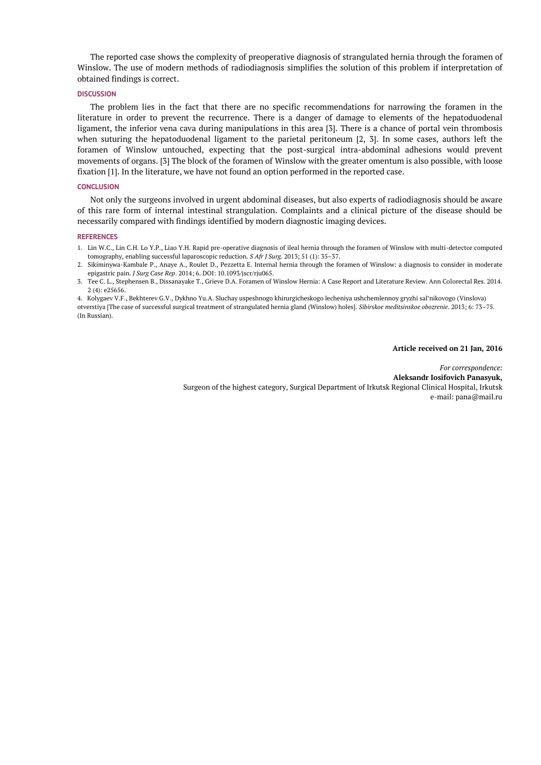The reported case shows the complexity of preoperative diagnosis of strangulated hernia through the foramen of Winslow. The use of modern methods of radiodiagnosis simplifies the solution of this problem if interpretation of obtained findings is correct.

## DISCUSSION

The problem lies in the fact that there are no specific recommendations for narrowing the foramen in the literature in order to prevent the recurrence. There is a danger of damage to elements of the hepatoduodenal ligament, the inferior vena cava during manipulations in this area [3]. There is a chance of portal vein thrombosis when suturing the hepatoduodenal ligament to the parietal peritoneum [2, 3]. In some cases, authors left the foramen of Winslow untouched, expecting that the post-surgical intra-abdominal adhesions would prevent movements of organs. [3] The block of the foramen of Winslow with the greater omentum is also possible, with loose fixation [1]. In the literature, we have not found an option performed in the reported case.

## CONCLUSION

Not only the surgeons involved in urgent abdominal diseases, but also experts of radiodiagnosis should be aware of this rare form of internal intestinal strangulation. Complaints and a clinical picture of the disease should be necessarily compared with findings identified by modern diagnostic imaging devices.

## REFERENCES

1. Lin W.C., Lin C.H. Lo Y.P., Liao Y.H. Rapid pre-operative diagnosis of ileal hernia through the foramen of Winslow with multi-detector computed tomography, enabling successful laparoscopic reduction. *S Afr J Surg.* 2013; 51 (1): 35–37.
2. Sikiminywa-Kambale P., Anaye A., Roulet D., Pezzetta E. Internal hernia through the foramen of Winslow: a diagnosis to consider in moderate epigastric pain. *J Surg Case Rep*. 2014; 6. DOI: 10.1093/jscr/rju065.
3. Tee C. L., Stephensen B., Dissanayake T., Grieve D.A. Foramen of Winslow Hernia: A Case Report and Literature Review. Ann Colorectal Res. 2014. 2 (4): e25656.
4. Kolygaev V.F., Bekhterev G.V., Dykhno Yu.A. Sluchay uspeshnogo khirurgicheskogo lecheniya ushchemlennoy gryzhi sal'nikovogo (Vinslova) otverstiya [The case of successful surgical treatment of strangulated hernia gland (Winslow) holes]. *Sibirskoe meditsinskoe obozrenie*. 2013; 6: 73–75. (In Russian).

**Article received on 21 Jan, 2016**

*For correspondence:*
**Aleksandr Iosifovich Panasyuk,**
Surgeon of the highest category, Surgical Department of Irkutsk Regional Clinical Hospital, Irkutsk
e-mail: pana@mail.ru